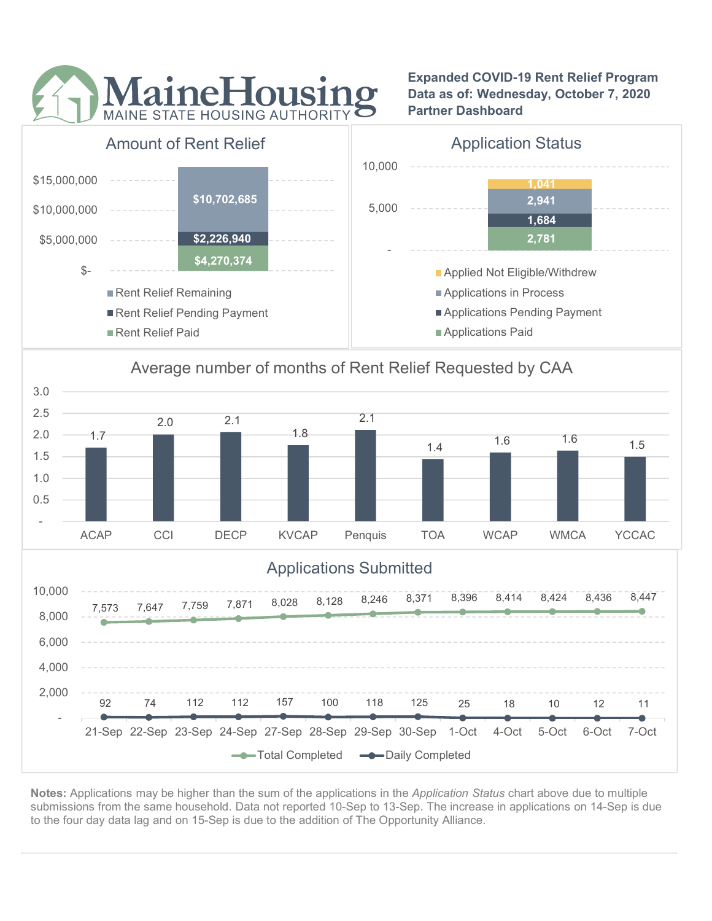# MaineHousing

MAINE STATE HOUSING AUTHORITY

**Expanded COVID-19 Rent Relief Program**
**Data as of: Wednesday, October 7, 2020**
**Partner Dashboard**

## Amount of Rent Relief

| Category | Amount |
| --- | --- |
| Rent Relief Remaining | $10,702,685 |
| Rent Relief Pending Payment | $2,226,940 |
| Rent Relief Paid | $4,270,374 |

## Application Status

| Category | Count |
| --- | --- |
| Applied Not Eligible/Withdrew | 1,041 |
| Applications in Process | 2,941 |
| Applications Pending Payment | 1,684 |
| Applications Paid | 2,781 |

## Average number of months of Rent Relief Requested by CAA

| CAA | Months |
| --- | --- |
| ACAP | 1.7 |
| CCI | 2.0 |
| DECP | 2.1 |
| KVCAP | 1.8 |
| Penquis | 2.1 |
| TOA | 1.4 |
| WCAP | 1.6 |
| WMCA | 1.6 |
| YCCAC | 1.5 |

## Applications Submitted

| Date | Total Completed | Daily Completed |
| --- | --- | --- |
| 21-Sep | 7,573 | 92 |
| 22-Sep | 7,647 | 74 |
| 23-Sep | 7,759 | 112 |
| 24-Sep | 7,871 | 112 |
| 27-Sep | 8,028 | 157 |
| 28-Sep | 8,128 | 100 |
| 29-Sep | 8,246 | 118 |
| 30-Sep | 8,371 | 125 |
| 1-Oct | 8,396 | 25 |
| 4-Oct | 8,414 | 18 |
| 5-Oct | 8,424 | 10 |
| 6-Oct | 8,436 | 12 |
| 7-Oct | 8,447 | 11 |

**Notes:** Applications may be higher than the sum of the applications in the *Application Status* chart above due to multiple submissions from the same household. Data not reported 10-Sep to 13-Sep. The increase in applications on 14-Sep is due to the four day data lag and on 15-Sep is due to the addition of The Opportunity Alliance.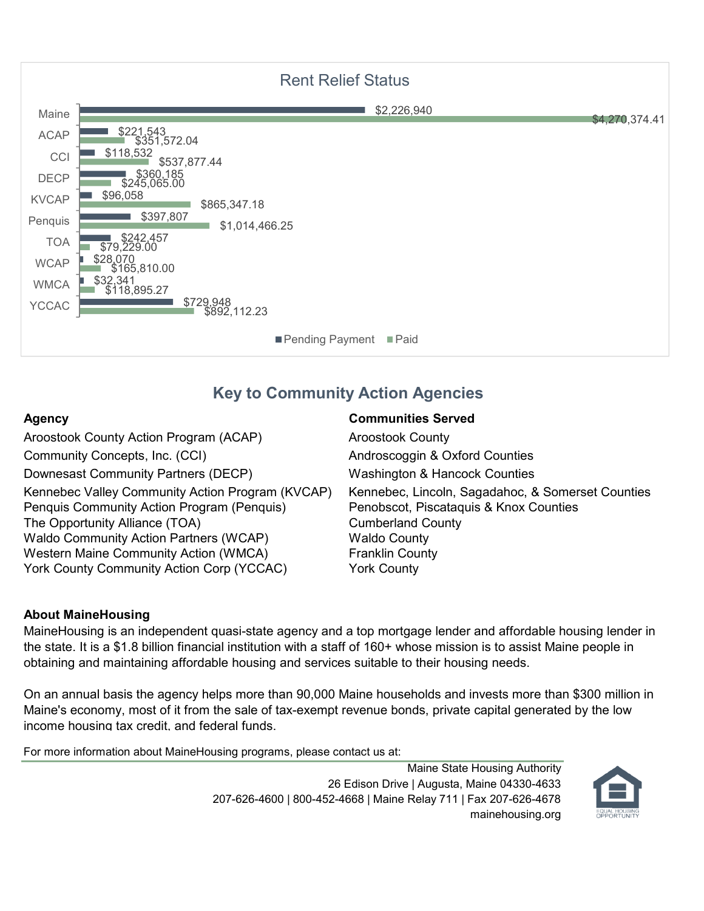## Rent Relief Status

Maine $2,226,940 $4,270,374.41

ACAP $221,543 $351,572.04

CCI $118,532 $537,877.44

DECP $360,185 $245,065.00

KVCAP $96,058 $865,347.18

Penquis $397,807 $1,014,466.25

TOA $242,457 $79,229.00

WCAP $28,070 $165,810.00

WMCA $32,341 $118,895.27

YCCAC $729,948 $892,112.23

Pending Payment   Paid

## Key to Community Action Agencies

| Agency | Communities Served |
|---|---|
| Aroostook County Action Program (ACAP) | Aroostook County |
| Community Concepts, Inc. (CCI) | Androscoggin & Oxford Counties |
| Downesast Community Partners (DECP) | Washington & Hancock Counties |
| Kennebec Valley Community Action Program (KVCAP) | Kennebec, Lincoln, Sagadahoc, & Somerset Counties |
| Penquis Community Action Program (Penquis) | Penobscot, Piscataquis & Knox Counties |
| The Opportunity Alliance (TOA) | Cumberland County |
| Waldo Community Action Partners (WCAP) | Waldo County |
| Western Maine Community Action (WMCA) | Franklin County |
| York County Community Action Corp (YCCAC) | York County |

**About MaineHousing**

MaineHousing is an independent quasi-state agency and a top mortgage lender and affordable housing lender in the state. It is a $1.8 billion financial institution with a staff of 160+ whose mission is to assist Maine people in obtaining and maintaining affordable housing and services suitable to their housing needs.

On an annual basis the agency helps more than 90,000 Maine households and invests more than $300 million in Maine's economy, most of it from the sale of tax-exempt revenue bonds, private capital generated by the low income housing tax credit, and federal funds.

For more information about MaineHousing programs, please contact us at:

Maine State Housing Authority
26 Edison Drive | Augusta, Maine 04330-4633
207-626-4600 | 800-452-4668 | Maine Relay 711 | Fax 207-626-4678
mainehousing.org

EQUAL HOUSING OPPORTUNITY